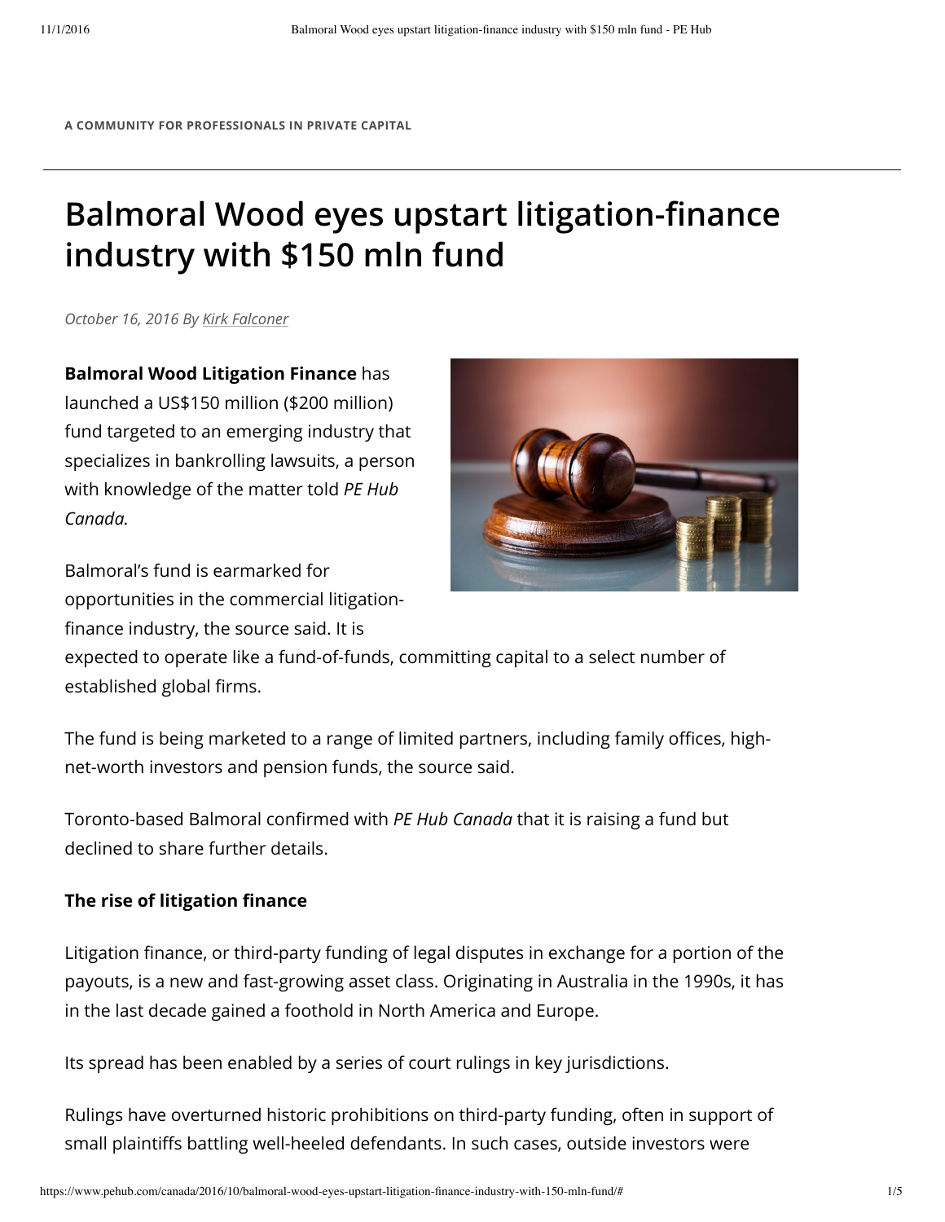A COMMUNITY FOR PROFESSIONALS IN PRIVATE CAPITAL

# Balmoral Wood eyes upstart litigation-finance industry with $150 mln fund

*October 16, 2016 By Kirk Falconer*

**Balmoral Wood Litigation Finance** has launched a US$150 million ($200 million) fund targeted to an emerging industry that specializes in bankrolling lawsuits, a person with knowledge of the matter told *PE Hub Canada.*

Balmoral's fund is earmarked for opportunities in the commercial litigation-finance industry, the source said. It is expected to operate like a fund-of-funds, committing capital to a select number of established global firms.

The fund is being marketed to a range of limited partners, including family offices, high-net-worth investors and pension funds, the source said.

Toronto-based Balmoral confirmed with *PE Hub Canada* that it is raising a fund but declined to share further details.

**The rise of litigation finance**

Litigation finance, or third-party funding of legal disputes in exchange for a portion of the payouts, is a new and fast-growing asset class. Originating in Australia in the 1990s, it has in the last decade gained a foothold in North America and Europe.

Its spread has been enabled by a series of court rulings in key jurisdictions.

Rulings have overturned historic prohibitions on third-party funding, often in support of small plaintiffs battling well-heeled defendants. In such cases, outside investors were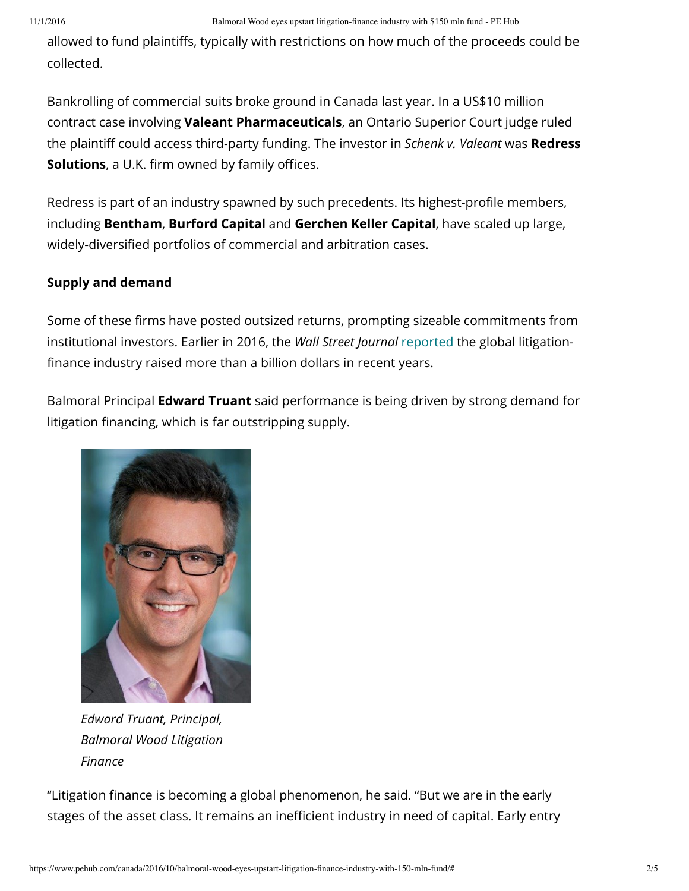allowed to fund plaintiffs, typically with restrictions on how much of the proceeds could be collected.

Bankrolling of commercial suits broke ground in Canada last year. In a US$10 million contract case involving **Valeant Pharmaceuticals**, an Ontario Superior Court judge ruled the plaintiff could access third-party funding. The investor in *Schenk v. Valeant* was **Redress Solutions**, a U.K. firm owned by family offices.

Redress is part of an industry spawned by such precedents. Its highest-profile members, including **Bentham**, **Burford Capital** and **Gerchen Keller Capital**, have scaled up large, widely-diversified portfolios of commercial and arbitration cases.

**Supply and demand**

Some of these firms have posted outsized returns, prompting sizeable commitments from institutional investors. Earlier in 2016, the *Wall Street Journal* reported the global litigation-finance industry raised more than a billion dollars in recent years.

Balmoral Principal **Edward Truant** said performance is being driven by strong demand for litigation financing, which is far outstripping supply.

*Edward Truant, Principal, Balmoral Wood Litigation Finance*

"Litigation finance is becoming a global phenomenon, he said. "But we are in the early stages of the asset class. It remains an inefficient industry in need of capital. Early entry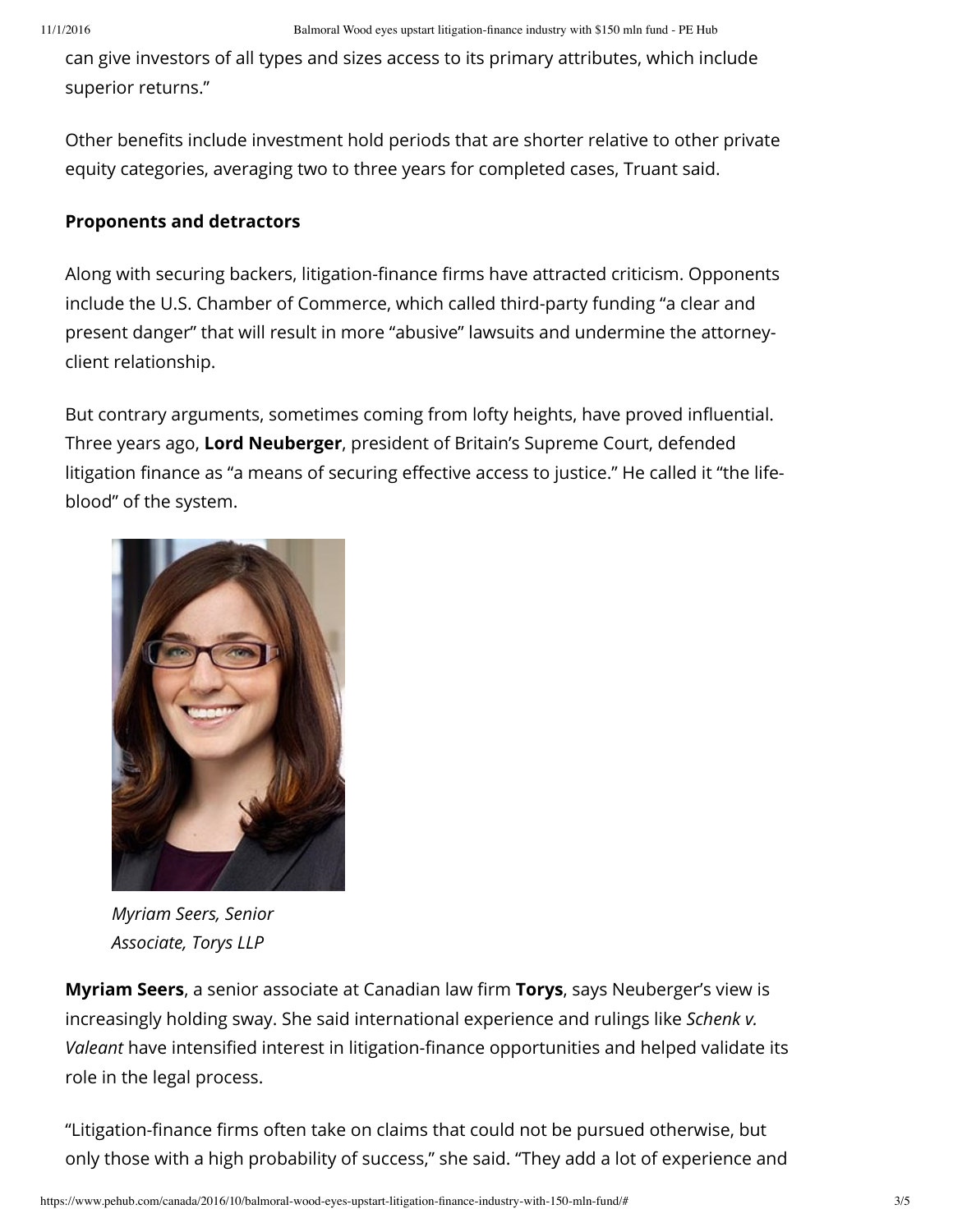can give investors of all types and sizes access to its primary attributes, which include superior returns."

Other benefits include investment hold periods that are shorter relative to other private equity categories, averaging two to three years for completed cases, Truant said.

**Proponents and detractors**

Along with securing backers, litigation-finance firms have attracted criticism. Opponents include the U.S. Chamber of Commerce, which called third-party funding "a clear and present danger" that will result in more "abusive" lawsuits and undermine the attorney-client relationship.

But contrary arguments, sometimes coming from lofty heights, have proved influential. Three years ago, **Lord Neuberger**, president of Britain's Supreme Court, defended litigation finance as "a means of securing effective access to justice." He called it "the life-blood" of the system.

*Myriam Seers, Senior Associate, Torys LLP*

**Myriam Seers**, a senior associate at Canadian law firm **Torys**, says Neuberger's view is increasingly holding sway. She said international experience and rulings like *Schenk v. Valeant* have intensified interest in litigation-finance opportunities and helped validate its role in the legal process.

"Litigation-finance firms often take on claims that could not be pursued otherwise, but only those with a high probability of success," she said. "They add a lot of experience and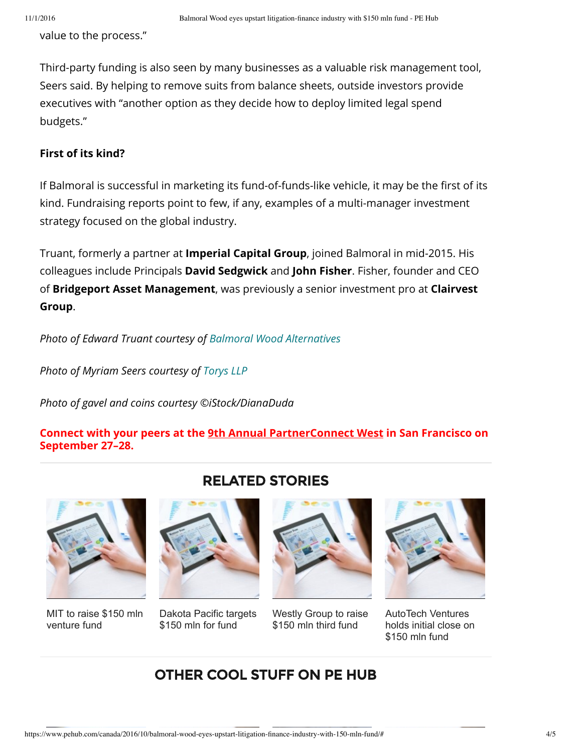value to the process."

Third-party funding is also seen by many businesses as a valuable risk management tool, Seers said. By helping to remove suits from balance sheets, outside investors provide executives with "another option as they decide how to deploy limited legal spend budgets."

**First of its kind?**

If Balmoral is successful in marketing its fund-of-funds-like vehicle, it may be the first of its kind. Fundraising reports point to few, if any, examples of a multi-manager investment strategy focused on the global industry.

Truant, formerly a partner at **Imperial Capital Group**, joined Balmoral in mid-2015. His colleagues include Principals **David Sedgwick** and **John Fisher**. Fisher, founder and CEO of **Bridgeport Asset Management**, was previously a senior investment pro at **Clairvest Group**.

*Photo of Edward Truant courtesy of Balmoral Wood Alternatives*

*Photo of Myriam Seers courtesy of Torys LLP*

*Photo of gavel and coins courtesy ©iStock/DianaDuda*

**Connect with your peers at the 9th Annual PartnerConnect West in San Francisco on September 27–28.**

## RELATED STORIES

- MIT to raise $150 mln venture fund
- Dakota Pacific targets $150 mln for fund
- Westly Group to raise $150 mln third fund
- AutoTech Ventures holds initial close on $150 mln fund

## OTHER COOL STUFF ON PE HUB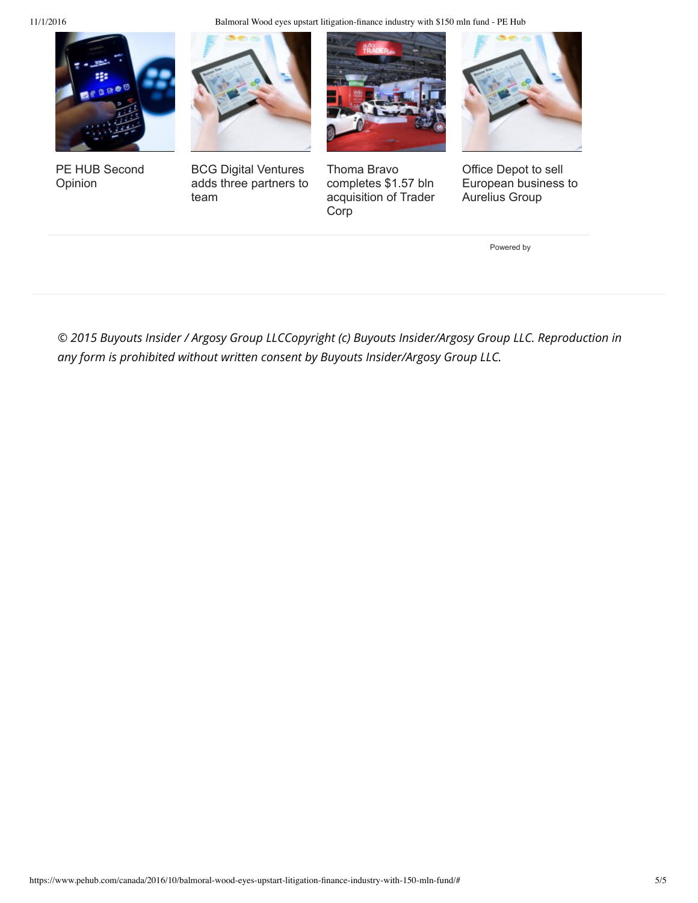PE HUB Second Opinion

BCG Digital Ventures adds three partners to team

Thoma Bravo completes $1.57 bln acquisition of Trader Corp

Office Depot to sell European business to Aurelius Group

Powered by

*© 2015 Buyouts Insider / Argosy Group LLCCopyright (c) Buyouts Insider/Argosy Group LLC. Reproduction in any form is prohibited without written consent by Buyouts Insider/Argosy Group LLC.*